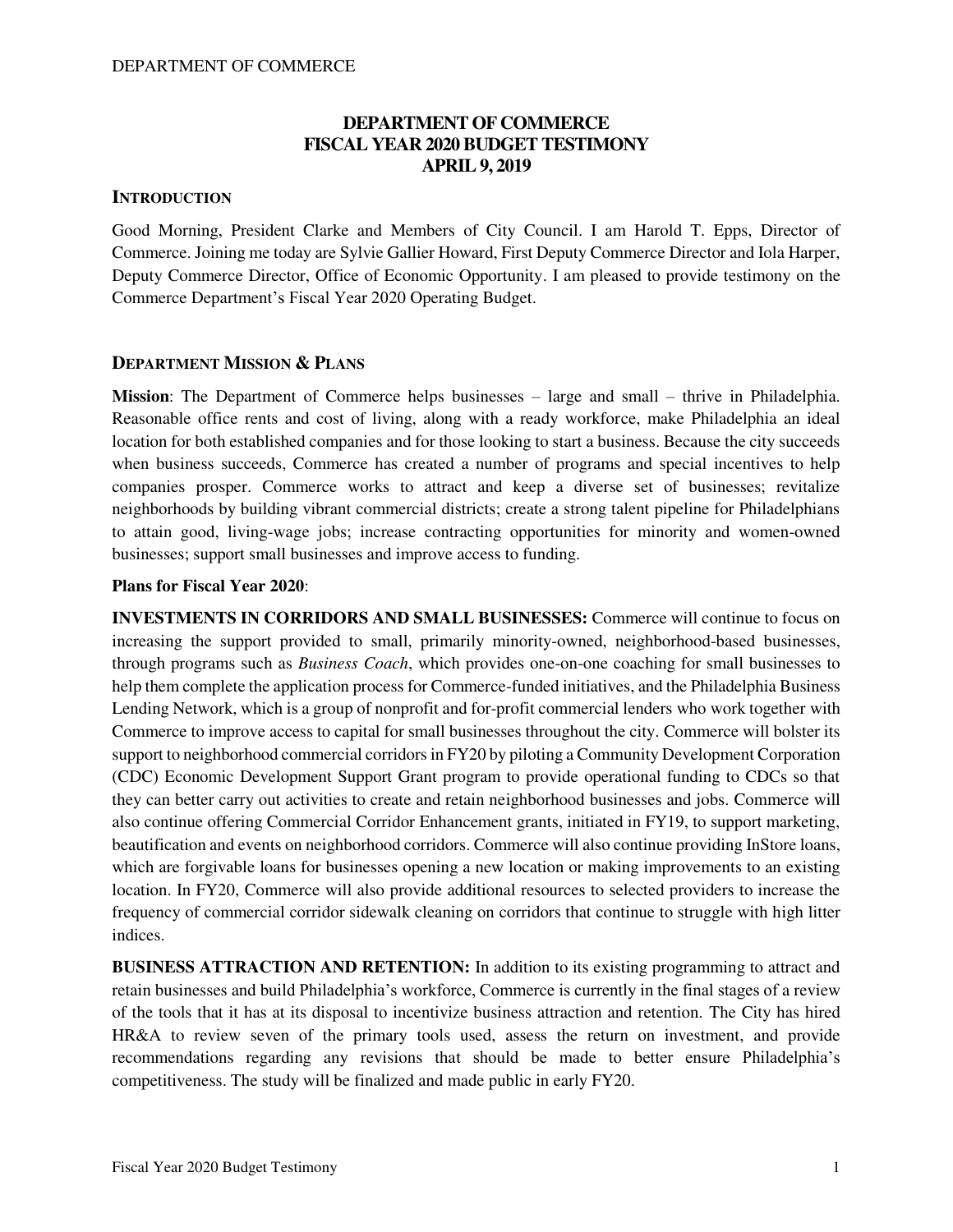# DEPARTMENT OF COMMERCE
# FISCAL YEAR 2020 BUDGET TESTIMONY
# APRIL 9, 2019

## INTRODUCTION

Good Morning, President Clarke and Members of City Council. I am Harold T. Epps, Director of Commerce. Joining me today are Sylvie Gallier Howard, First Deputy Commerce Director and Iola Harper, Deputy Commerce Director, Office of Economic Opportunity. I am pleased to provide testimony on the Commerce Department's Fiscal Year 2020 Operating Budget.

## DEPARTMENT MISSION & PLANS

**Mission**: The Department of Commerce helps businesses – large and small – thrive in Philadelphia. Reasonable office rents and cost of living, along with a ready workforce, make Philadelphia an ideal location for both established companies and for those looking to start a business. Because the city succeeds when business succeeds, Commerce has created a number of programs and special incentives to help companies prosper. Commerce works to attract and keep a diverse set of businesses; revitalize neighborhoods by building vibrant commercial districts; create a strong talent pipeline for Philadelphians to attain good, living-wage jobs; increase contracting opportunities for minority and women-owned businesses; support small businesses and improve access to funding.

**Plans for Fiscal Year 2020**:

**INVESTMENTS IN CORRIDORS AND SMALL BUSINESSES:** Commerce will continue to focus on increasing the support provided to small, primarily minority-owned, neighborhood-based businesses, through programs such as *Business Coach*, which provides one-on-one coaching for small businesses to help them complete the application process for Commerce-funded initiatives, and the Philadelphia Business Lending Network, which is a group of nonprofit and for-profit commercial lenders who work together with Commerce to improve access to capital for small businesses throughout the city. Commerce will bolster its support to neighborhood commercial corridors in FY20 by piloting a Community Development Corporation (CDC) Economic Development Support Grant program to provide operational funding to CDCs so that they can better carry out activities to create and retain neighborhood businesses and jobs. Commerce will also continue offering Commercial Corridor Enhancement grants, initiated in FY19, to support marketing, beautification and events on neighborhood corridors. Commerce will also continue providing InStore loans, which are forgivable loans for businesses opening a new location or making improvements to an existing location. In FY20, Commerce will also provide additional resources to selected providers to increase the frequency of commercial corridor sidewalk cleaning on corridors that continue to struggle with high litter indices.

**BUSINESS ATTRACTION AND RETENTION:** In addition to its existing programming to attract and retain businesses and build Philadelphia's workforce, Commerce is currently in the final stages of a review of the tools that it has at its disposal to incentivize business attraction and retention. The City has hired HR&A to review seven of the primary tools used, assess the return on investment, and provide recommendations regarding any revisions that should be made to better ensure Philadelphia's competitiveness. The study will be finalized and made public in early FY20.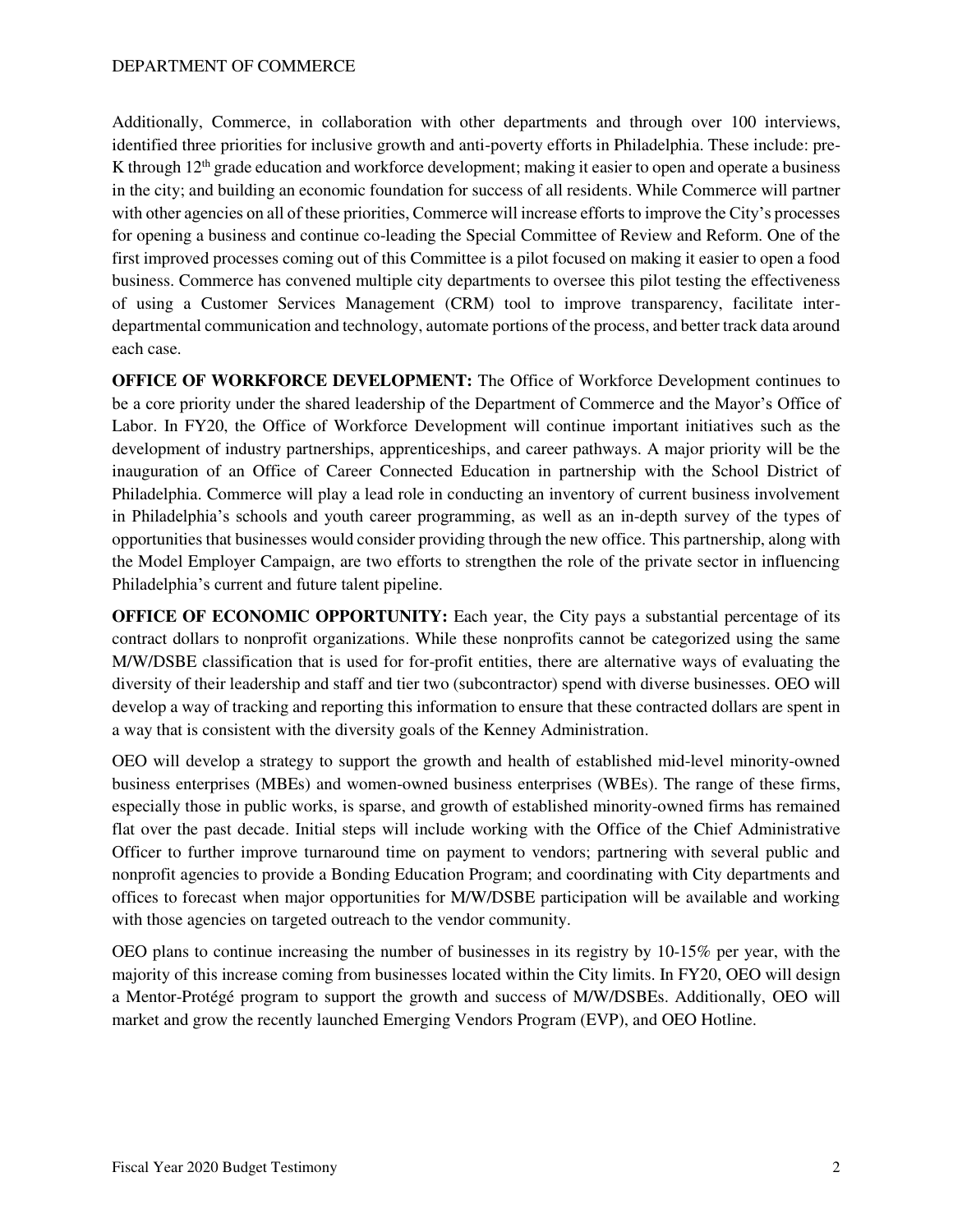Additionally, Commerce, in collaboration with other departments and through over 100 interviews, identified three priorities for inclusive growth and anti-poverty efforts in Philadelphia. These include: pre-K through 12th grade education and workforce development; making it easier to open and operate a business in the city; and building an economic foundation for success of all residents. While Commerce will partner with other agencies on all of these priorities, Commerce will increase efforts to improve the City's processes for opening a business and continue co-leading the Special Committee of Review and Reform. One of the first improved processes coming out of this Committee is a pilot focused on making it easier to open a food business. Commerce has convened multiple city departments to oversee this pilot testing the effectiveness of using a Customer Services Management (CRM) tool to improve transparency, facilitate inter-departmental communication and technology, automate portions of the process, and better track data around each case.

**OFFICE OF WORKFORCE DEVELOPMENT:** The Office of Workforce Development continues to be a core priority under the shared leadership of the Department of Commerce and the Mayor's Office of Labor. In FY20, the Office of Workforce Development will continue important initiatives such as the development of industry partnerships, apprenticeships, and career pathways. A major priority will be the inauguration of an Office of Career Connected Education in partnership with the School District of Philadelphia. Commerce will play a lead role in conducting an inventory of current business involvement in Philadelphia's schools and youth career programming, as well as an in-depth survey of the types of opportunities that businesses would consider providing through the new office. This partnership, along with the Model Employer Campaign, are two efforts to strengthen the role of the private sector in influencing Philadelphia's current and future talent pipeline.

**OFFICE OF ECONOMIC OPPORTUNITY:** Each year, the City pays a substantial percentage of its contract dollars to nonprofit organizations. While these nonprofits cannot be categorized using the same M/W/DSBE classification that is used for for-profit entities, there are alternative ways of evaluating the diversity of their leadership and staff and tier two (subcontractor) spend with diverse businesses. OEO will develop a way of tracking and reporting this information to ensure that these contracted dollars are spent in a way that is consistent with the diversity goals of the Kenney Administration.

OEO will develop a strategy to support the growth and health of established mid-level minority-owned business enterprises (MBEs) and women-owned business enterprises (WBEs). The range of these firms, especially those in public works, is sparse, and growth of established minority-owned firms has remained flat over the past decade. Initial steps will include working with the Office of the Chief Administrative Officer to further improve turnaround time on payment to vendors; partnering with several public and nonprofit agencies to provide a Bonding Education Program; and coordinating with City departments and offices to forecast when major opportunities for M/W/DSBE participation will be available and working with those agencies on targeted outreach to the vendor community.

OEO plans to continue increasing the number of businesses in its registry by 10-15% per year, with the majority of this increase coming from businesses located within the City limits. In FY20, OEO will design a Mentor-Protégé program to support the growth and success of M/W/DSBEs. Additionally, OEO will market and grow the recently launched Emerging Vendors Program (EVP), and OEO Hotline.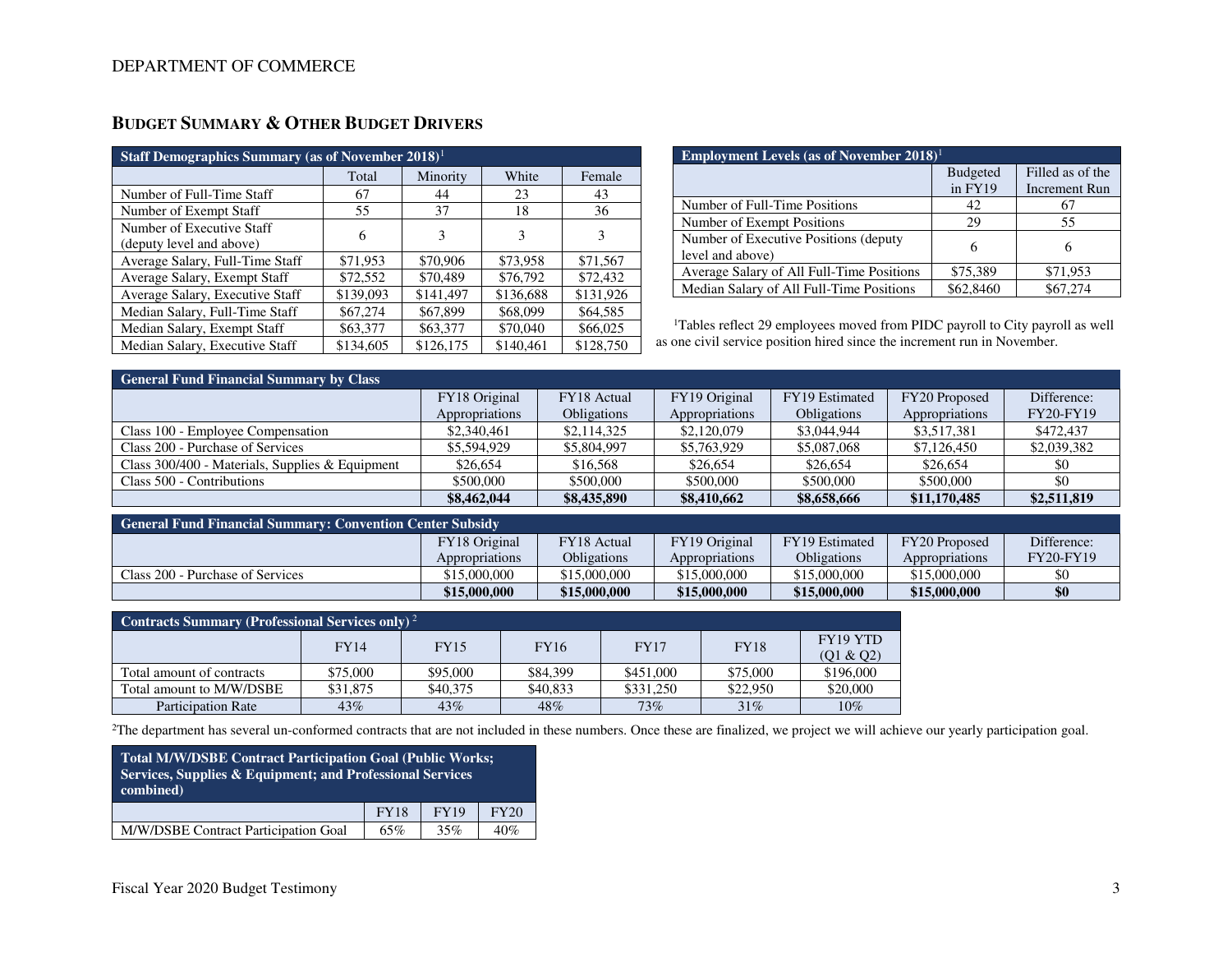## BUDGET SUMMARY & OTHER BUDGET DRIVERS

| Staff Demographics Summary (as of November 2018)[1] | | | | |
|---|---|---|---|---|
| | Total | Minority | White | Female |
| Number of Full-Time Staff | 67 | 44 | 23 | 43 |
| Number of Exempt Staff | 55 | 37 | 18 | 36 |
| Number of Executive Staff (deputy level and above) | 6 | 3 | 3 | 3 |
| Average Salary, Full-Time Staff | $71,953 | $70,906 | $73,958 | $71,567 |
| Average Salary, Exempt Staff | $72,552 | $70,489 | $76,792 | $72,432 |
| Average Salary, Executive Staff | $139,093 | $141,497 | $136,688 | $131,926 |
| Median Salary, Full-Time Staff | $67,274 | $67,899 | $68,099 | $64,585 |
| Median Salary, Exempt Staff | $63,377 | $63,377 | $70,040 | $66,025 |
| Median Salary, Executive Staff | $134,605 | $126,175 | $140,461 | $128,750 |

| Employment Levels (as of November 2018)[1] | | |
|---|---|---|
| | Budgeted in FY19 | Filled as of the Increment Run |
| Number of Full-Time Positions | 42 | 67 |
| Number of Exempt Positions | 29 | 55 |
| Number of Executive Positions (deputy level and above) | 6 | 6 |
| Average Salary of All Full-Time Positions | $75,389 | $71,953 |
| Median Salary of All Full-Time Positions | $62,8460 | $67,274 |

[1]Tables reflect 29 employees moved from PIDC payroll to City payroll as well as one civil service position hired since the increment run in November.

| General Fund Financial Summary by Class | | | | | | |
|---|---|---|---|---|---|---|
| | FY18 Original Appropriations | FY18 Actual Obligations | FY19 Original Appropriations | FY19 Estimated Obligations | FY20 Proposed Appropriations | Difference: FY20-FY19 |
| Class 100 - Employee Compensation | $2,340,461 | $2,114,325 | $2,120,079 | $3,044,944 | $3,517,381 | $472,437 |
| Class 200 - Purchase of Services | $5,594,929 | $5,804,997 | $5,763,929 | $5,087,068 | $7,126,450 | $2,039,382 |
| Class 300/400 - Materials, Supplies & Equipment | $26,654 | $16,568 | $26,654 | $26,654 | $26,654 | $0 |
| Class 500 - Contributions | $500,000 | $500,000 | $500,000 | $500,000 | $500,000 | $0 |
| | **$8,462,044** | **$8,435,890** | **$8,410,662** | **$8,658,666** | **$11,170,485** | **$2,511,819** |

| General Fund Financial Summary: Convention Center Subsidy | | | | | | |
|---|---|---|---|---|---|---|
| | FY18 Original Appropriations | FY18 Actual Obligations | FY19 Original Appropriations | FY19 Estimated Obligations | FY20 Proposed Appropriations | Difference: FY20-FY19 |
| Class 200 - Purchase of Services | $15,000,000 | $15,000,000 | $15,000,000 | $15,000,000 | $15,000,000 | $0 |
| | **$15,000,000** | **$15,000,000** | **$15,000,000** | **$15,000,000** | **$15,000,000** | **$0** |

| Contracts Summary (Professional Services only)[2] | | | | | | |
|---|---|---|---|---|---|---|
| | FY14 | FY15 | FY16 | FY17 | FY18 | FY19 YTD (Q1 & Q2) |
| Total amount of contracts | $75,000 | $95,000 | $84,399 | $451,000 | $75,000 | $196,000 |
| Total amount to M/W/DSBE | $31,875 | $40,375 | $40,833 | $331,250 | $22,950 | $20,000 |
| Participation Rate | 43% | 43% | 48% | 73% | 31% | 10% |

[2]The department has several un-conformed contracts that are not included in these numbers. Once these are finalized, we project we will achieve our yearly participation goal.

| Total M/W/DSBE Contract Participation Goal (Public Works; Services, Supplies & Equipment; and Professional Services combined) | | | |
|---|---|---|---|
| | FY18 | FY19 | FY20 |
| M/W/DSBE Contract Participation Goal | 65% | 35% | 40% |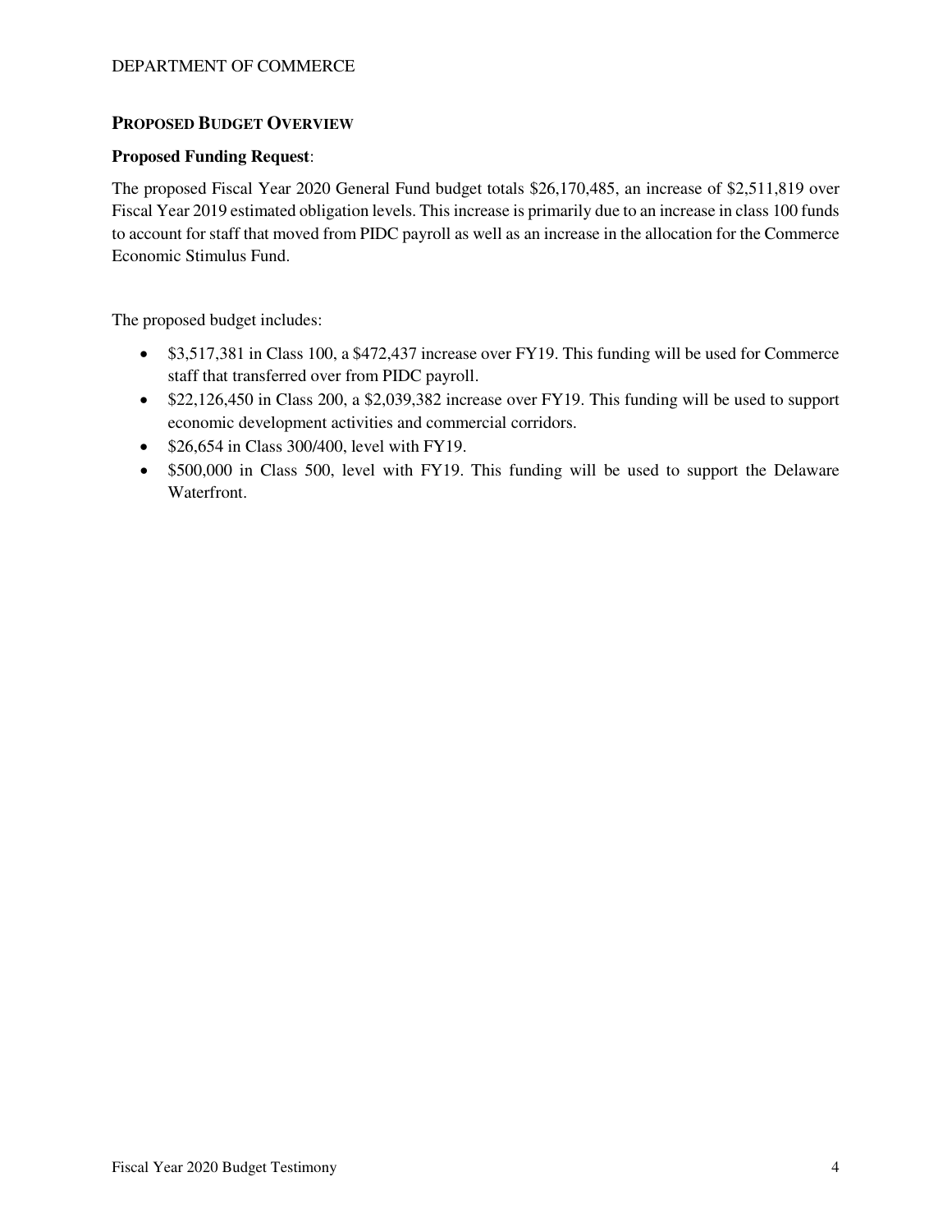## PROPOSED BUDGET OVERVIEW

**Proposed Funding Request**:

The proposed Fiscal Year 2020 General Fund budget totals $26,170,485, an increase of $2,511,819 over Fiscal Year 2019 estimated obligation levels. This increase is primarily due to an increase in class 100 funds to account for staff that moved from PIDC payroll as well as an increase in the allocation for the Commerce Economic Stimulus Fund.

The proposed budget includes:

- $3,517,381 in Class 100, a $472,437 increase over FY19. This funding will be used for Commerce staff that transferred over from PIDC payroll.
- $22,126,450 in Class 200, a $2,039,382 increase over FY19. This funding will be used to support economic development activities and commercial corridors.
- $26,654 in Class 300/400, level with FY19.
- $500,000 in Class 500, level with FY19. This funding will be used to support the Delaware Waterfront.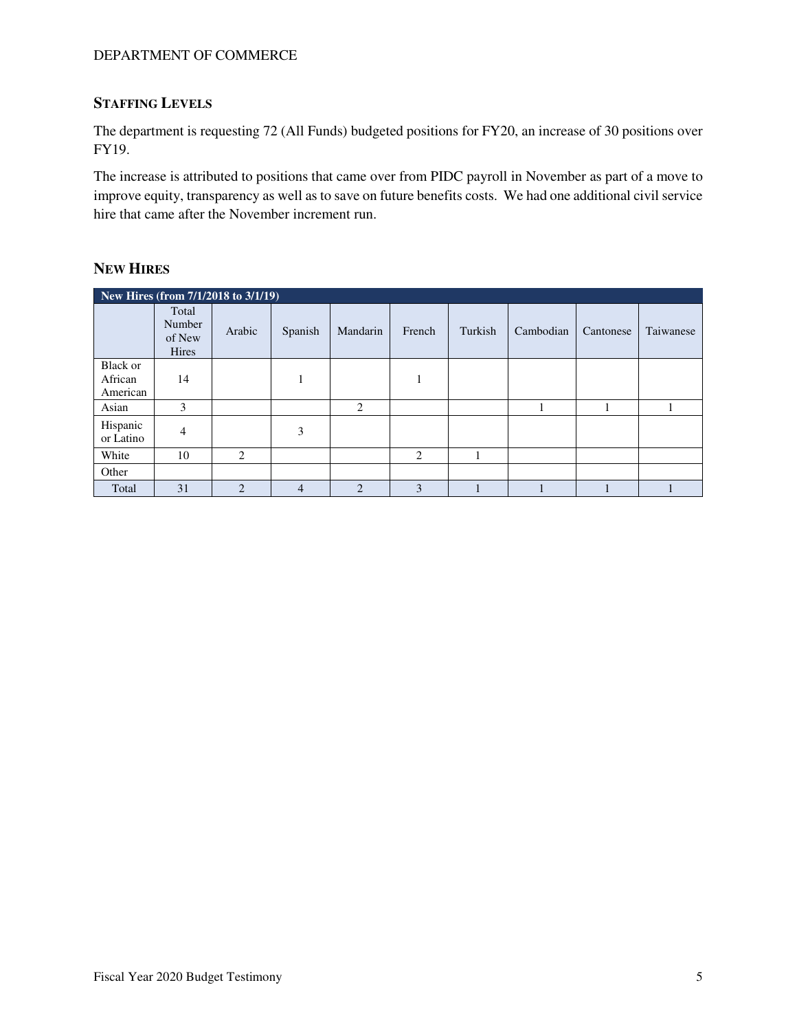## STAFFING LEVELS

The department is requesting 72 (All Funds) budgeted positions for FY20, an increase of 30 positions over FY19.

The increase is attributed to positions that came over from PIDC payroll in November as part of a move to improve equity, transparency as well as to save on future benefits costs. We had one additional civil service hire that came after the November increment run.

## NEW HIRES

| New Hires (from 7/1/2018 to 3/1/19) | | | | | | | | | |
|---|---|---|---|---|---|---|---|---|---|
| | Total Number of New Hires | Arabic | Spanish | Mandarin | French | Turkish | Cambodian | Cantonese | Taiwanese |
| Black or African American | 14 | | 1 | | 1 | | | | |
| Asian | 3 | | | 2 | | | 1 | 1 | 1 |
| Hispanic or Latino | 4 | | 3 | | | | | | |
| White | 10 | 2 | | | 2 | 1 | | | |
| Other | | | | | | | | | |
| Total | 31 | 2 | 4 | 2 | 3 | 1 | 1 | 1 | 1 |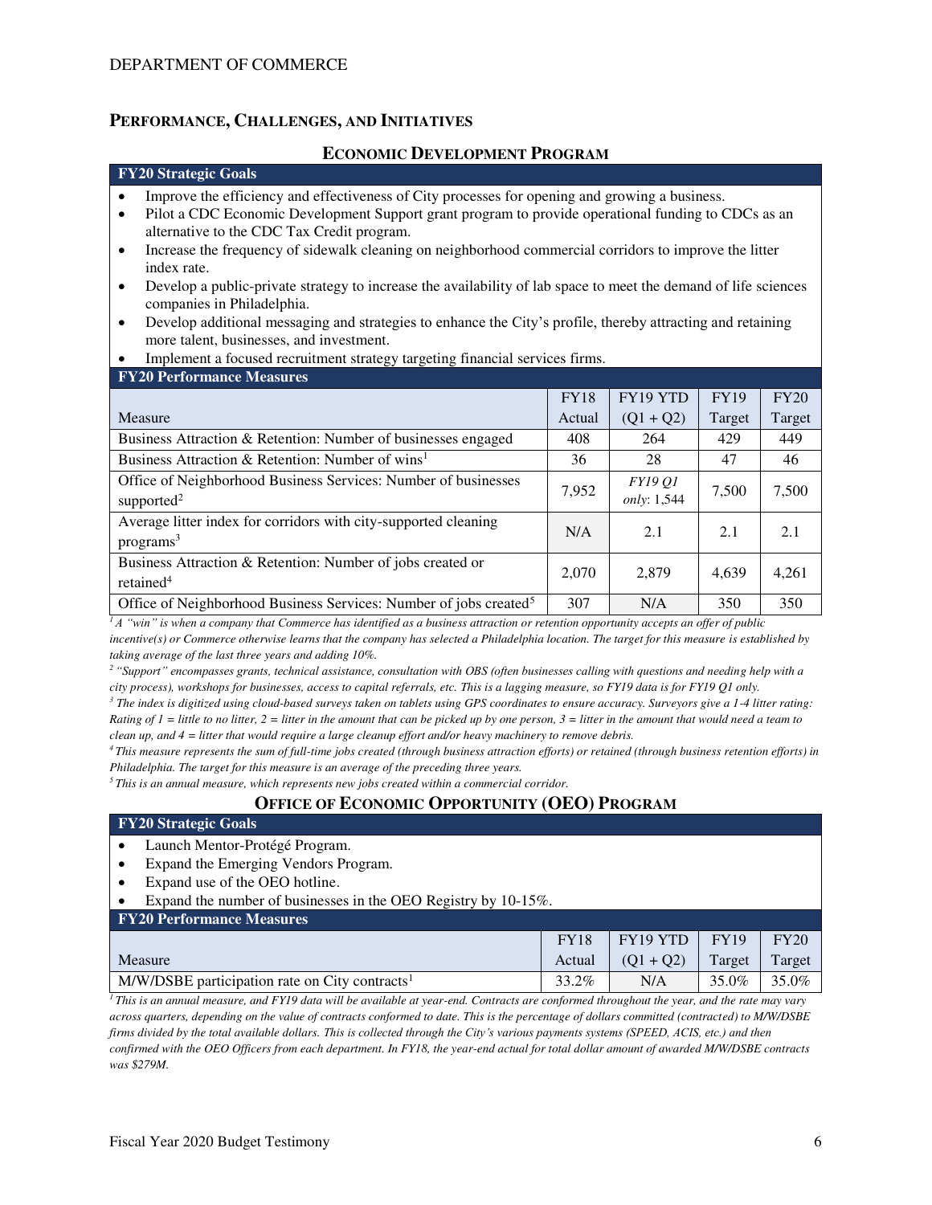# PERFORMANCE, CHALLENGES, AND INITIATIVES

## ECONOMIC DEVELOPMENT PROGRAM

**FY20 Strategic Goals**

- Improve the efficiency and effectiveness of City processes for opening and growing a business.
- Pilot a CDC Economic Development Support grant program to provide operational funding to CDCs as an alternative to the CDC Tax Credit program.
- Increase the frequency of sidewalk cleaning on neighborhood commercial corridors to improve the litter index rate.
- Develop a public-private strategy to increase the availability of lab space to meet the demand of life sciences companies in Philadelphia.
- Develop additional messaging and strategies to enhance the City's profile, thereby attracting and retaining more talent, businesses, and investment.
- Implement a focused recruitment strategy targeting financial services firms.

**FY20 Performance Measures**

| Measure | FY18 Actual | FY19 YTD (Q1 + Q2) | FY19 Target | FY20 Target |
|---|---|---|---|---|
| Business Attraction & Retention: Number of businesses engaged | 408 | 264 | 429 | 449 |
| Business Attraction & Retention: Number of wins[1] | 36 | 28 | 47 | 46 |
| Office of Neighborhood Business Services: Number of businesses supported[2] | 7,952 | *FY19 Q1 only*: 1,544 | 7,500 | 7,500 |
| Average litter index for corridors with city-supported cleaning programs[3] | N/A | 2.1 | 2.1 | 2.1 |
| Business Attraction & Retention: Number of jobs created or retained[4] | 2,070 | 2,879 | 4,639 | 4,261 |
| Office of Neighborhood Business Services: Number of jobs created[5] | 307 | N/A | 350 | 350 |

*[1] A "win" is when a company that Commerce has identified as a business attraction or retention opportunity accepts an offer of public incentive(s) or Commerce otherwise learns that the company has selected a Philadelphia location. The target for this measure is established by taking average of the last three years and adding 10%.*

*[2] "Support" encompasses grants, technical assistance, consultation with OBS (often businesses calling with questions and needing help with a city process), workshops for businesses, access to capital referrals, etc. This is a lagging measure, so FY19 data is for FY19 Q1 only.*

*[3] The index is digitized using cloud-based surveys taken on tablets using GPS coordinates to ensure accuracy. Surveyors give a 1-4 litter rating: Rating of 1 = little to no litter, 2 = litter in the amount that can be picked up by one person, 3 = litter in the amount that would need a team to clean up, and 4 = litter that would require a large cleanup effort and/or heavy machinery to remove debris.*

*[4] This measure represents the sum of full-time jobs created (through business attraction efforts) or retained (through business retention efforts) in Philadelphia. The target for this measure is an average of the preceding three years.*

*[5] This is an annual measure, which represents new jobs created within a commercial corridor.*

## OFFICE OF ECONOMIC OPPORTUNITY (OEO) PROGRAM

**FY20 Strategic Goals**

- Launch Mentor-Protégé Program.
- Expand the Emerging Vendors Program.
- Expand use of the OEO hotline.
- Expand the number of businesses in the OEO Registry by 10-15%.

**FY20 Performance Measures**

| Measure | FY18 Actual | FY19 YTD (Q1 + Q2) | FY19 Target | FY20 Target |
|---|---|---|---|---|
| M/W/DSBE participation rate on City contracts[1] | 33.2% | N/A | 35.0% | 35.0% |

*[1] This is an annual measure, and FY19 data will be available at year-end. Contracts are conformed throughout the year, and the rate may vary across quarters, depending on the value of contracts conformed to date. This is the percentage of dollars committed (contracted) to M/W/DSBE firms divided by the total available dollars. This is collected through the City's various payments systems (SPEED, ACIS, etc.) and then confirmed with the OEO Officers from each department. In FY18, the year-end actual for total dollar amount of awarded M/W/DSBE contracts was $279M.*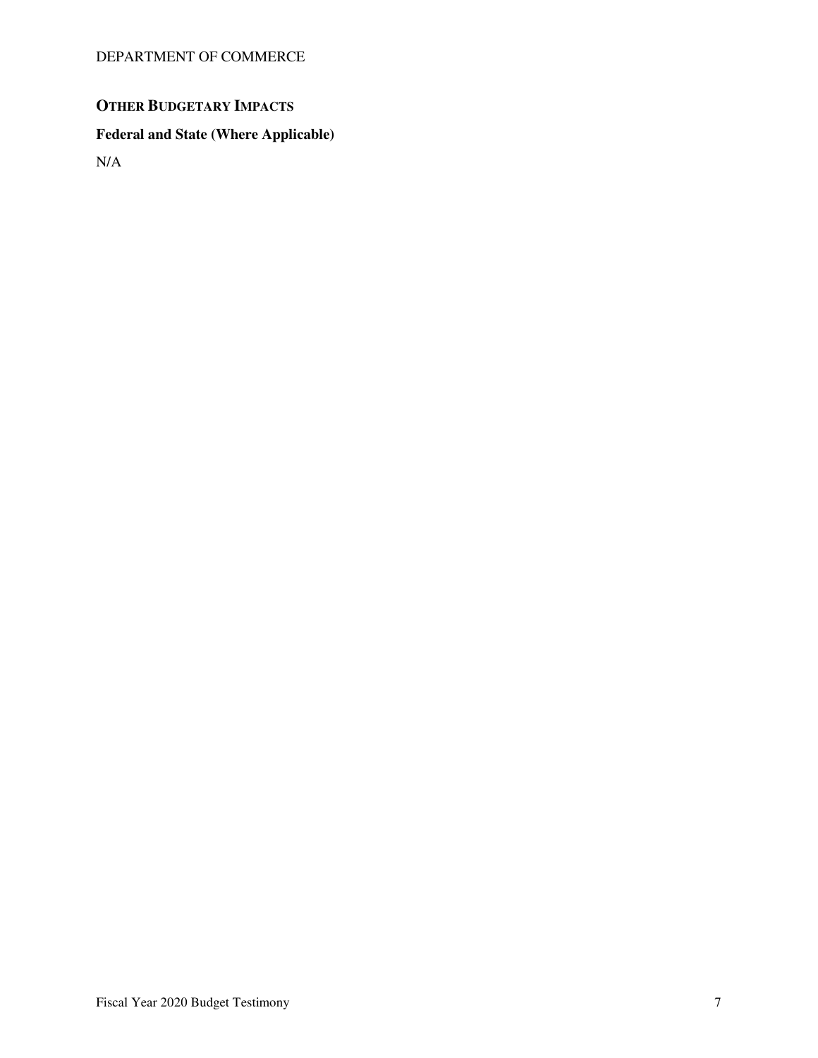## OTHER BUDGETARY IMPACTS

### Federal and State (Where Applicable)

N/A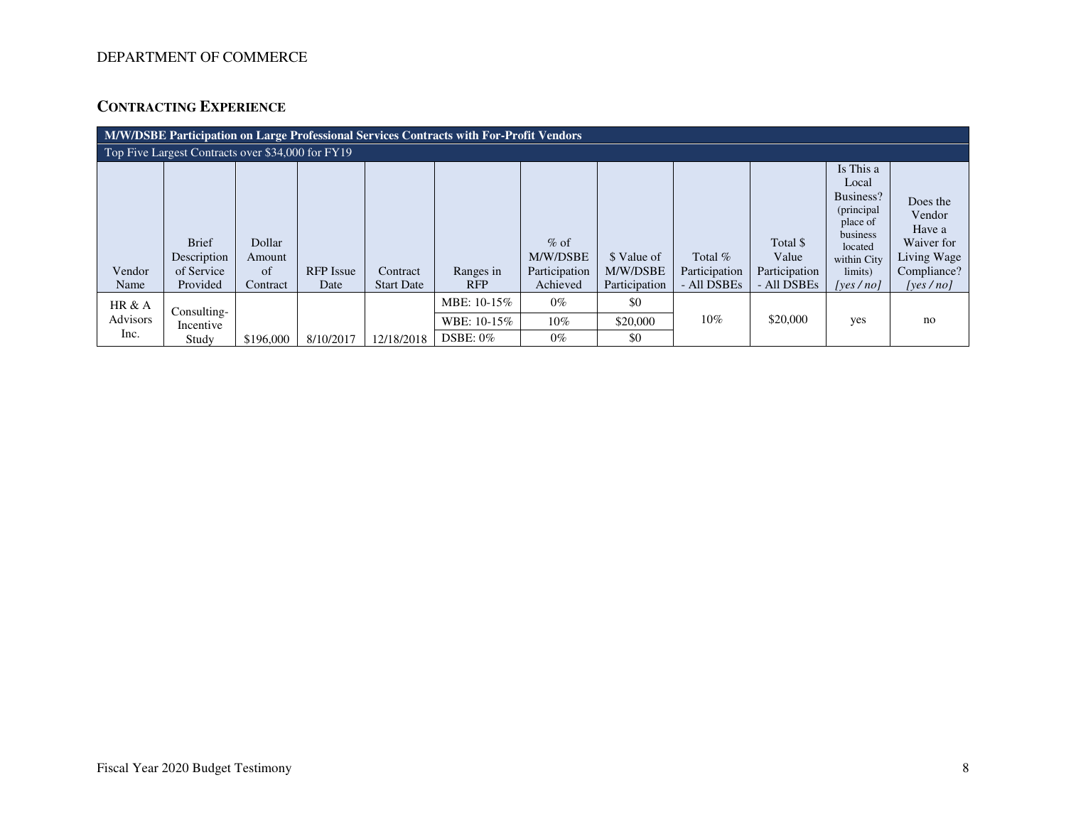DEPARTMENT OF COMMERCE

## CONTRACTING EXPERIENCE

| M/W/DSBE Participation on Large Professional Services Contracts with For-Profit Vendors | | | | | | | | | | | |
|---|---|---|---|---|---|---|---|---|---|---|---|
| Top Five Largest Contracts over $34,000 for FY19 | | | | | | | | | | | |
| Vendor Name | Brief Description of Service Provided | Dollar Amount of Contract | RFP Issue Date | Contract Start Date | Ranges in RFP | % of M/W/DSBE Participation Achieved | $ Value of M/W/DSBE Participation | Total % Participation - All DSBEs | Total $ Value Participation - All DSBEs | Is This a Local Business? (principal place of business located within City limits) *[yes / no]* | Does the Vendor Have a Waiver for Living Wage Compliance? *[yes / no]* |
| HR & A Advisors Inc. | Consulting-Incentive Study | $196,000 | 8/10/2017 | 12/18/2018 | MBE: 10-15% | 0% | $0 | 10% | $20,000 | yes | no |
| | | | | | WBE: 10-15% | 10% | $20,000 | | | | |
| | | | | | DSBE: 0% | 0% | $0 | | | | |

Fiscal Year 2020 Budget Testimony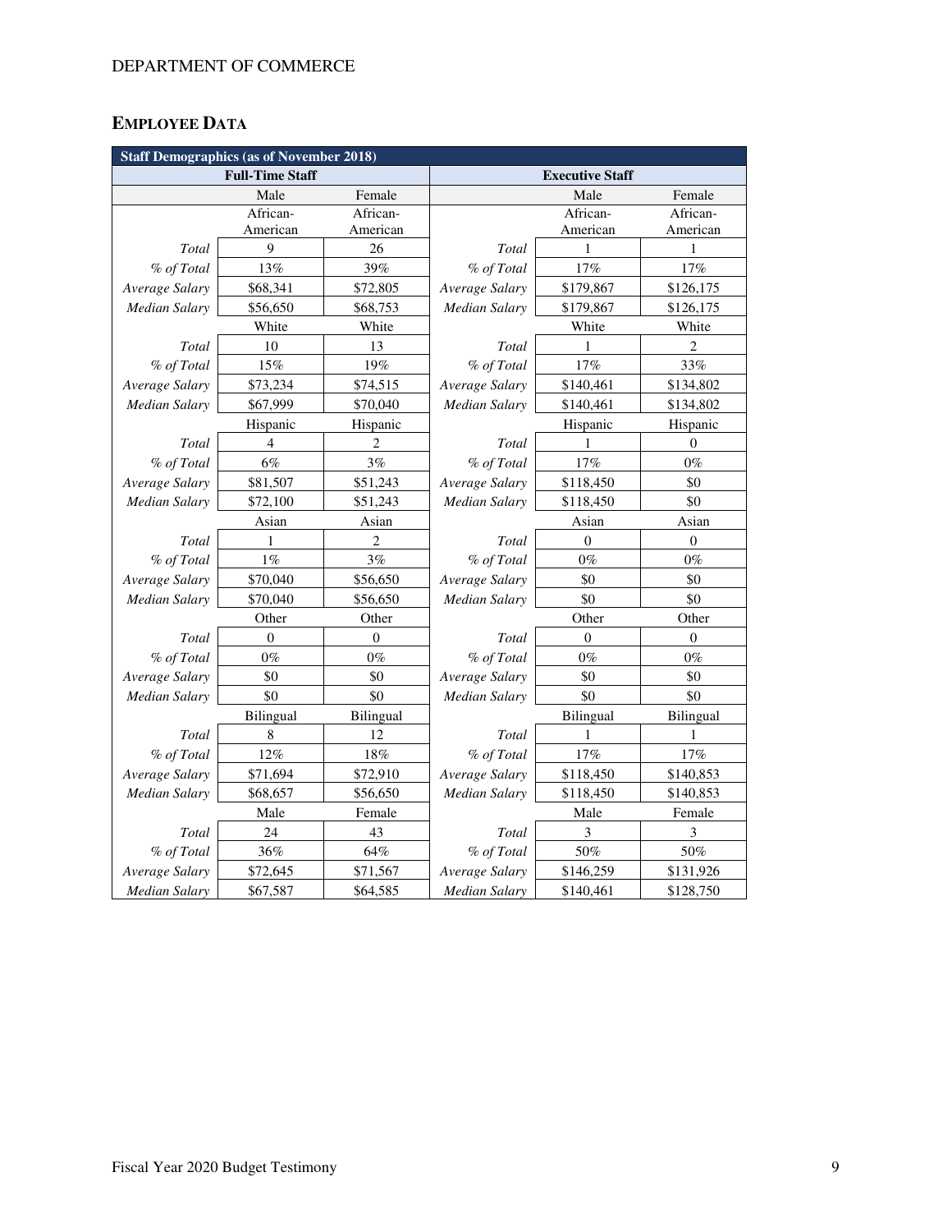## EMPLOYEE DATA

| Staff Demographics (as of November 2018) | | | | | |
|---|---|---|---|---|---|
| **Full-Time Staff** | | | **Executive Staff** | | |
| | Male | Female | | Male | Female |
| | African-American | African-American | | African-American | African-American |
| *Total* | 9 | 26 | *Total* | 1 | 1 |
| *% of Total* | 13% | 39% | *% of Total* | 17% | 17% |
| *Average Salary* | $68,341 | $72,805 | *Average Salary* | $179,867 | $126,175 |
| *Median Salary* | $56,650 | $68,753 | *Median Salary* | $179,867 | $126,175 |
| | White | White | | White | White |
| *Total* | 10 | 13 | *Total* | 1 | 2 |
| *% of Total* | 15% | 19% | *% of Total* | 17% | 33% |
| *Average Salary* | $73,234 | $74,515 | *Average Salary* | $140,461 | $134,802 |
| *Median Salary* | $67,999 | $70,040 | *Median Salary* | $140,461 | $134,802 |
| | Hispanic | Hispanic | | Hispanic | Hispanic |
| *Total* | 4 | 2 | *Total* | 1 | 0 |
| *% of Total* | 6% | 3% | *% of Total* | 17% | 0% |
| *Average Salary* | $81,507 | $51,243 | *Average Salary* | $118,450 | $0 |
| *Median Salary* | $72,100 | $51,243 | *Median Salary* | $118,450 | $0 |
| | Asian | Asian | | Asian | Asian |
| *Total* | 1 | 2 | *Total* | 0 | 0 |
| *% of Total* | 1% | 3% | *% of Total* | 0% | 0% |
| *Average Salary* | $70,040 | $56,650 | *Average Salary* | $0 | $0 |
| *Median Salary* | $70,040 | $56,650 | *Median Salary* | $0 | $0 |
| | Other | Other | | Other | Other |
| *Total* | 0 | 0 | *Total* | 0 | 0 |
| *% of Total* | 0% | 0% | *% of Total* | 0% | 0% |
| *Average Salary* | $0 | $0 | *Average Salary* | $0 | $0 |
| *Median Salary* | $0 | $0 | *Median Salary* | $0 | $0 |
| | Bilingual | Bilingual | | Bilingual | Bilingual |
| *Total* | 8 | 12 | *Total* | 1 | 1 |
| *% of Total* | 12% | 18% | *% of Total* | 17% | 17% |
| *Average Salary* | $71,694 | $72,910 | *Average Salary* | $118,450 | $140,853 |
| *Median Salary* | $68,657 | $56,650 | *Median Salary* | $118,450 | $140,853 |
| | Male | Female | | Male | Female |
| *Total* | 24 | 43 | *Total* | 3 | 3 |
| *% of Total* | 36% | 64% | *% of Total* | 50% | 50% |
| *Average Salary* | $72,645 | $71,567 | *Average Salary* | $146,259 | $131,926 |
| *Median Salary* | $67,587 | $64,585 | *Median Salary* | $140,461 | $128,750 |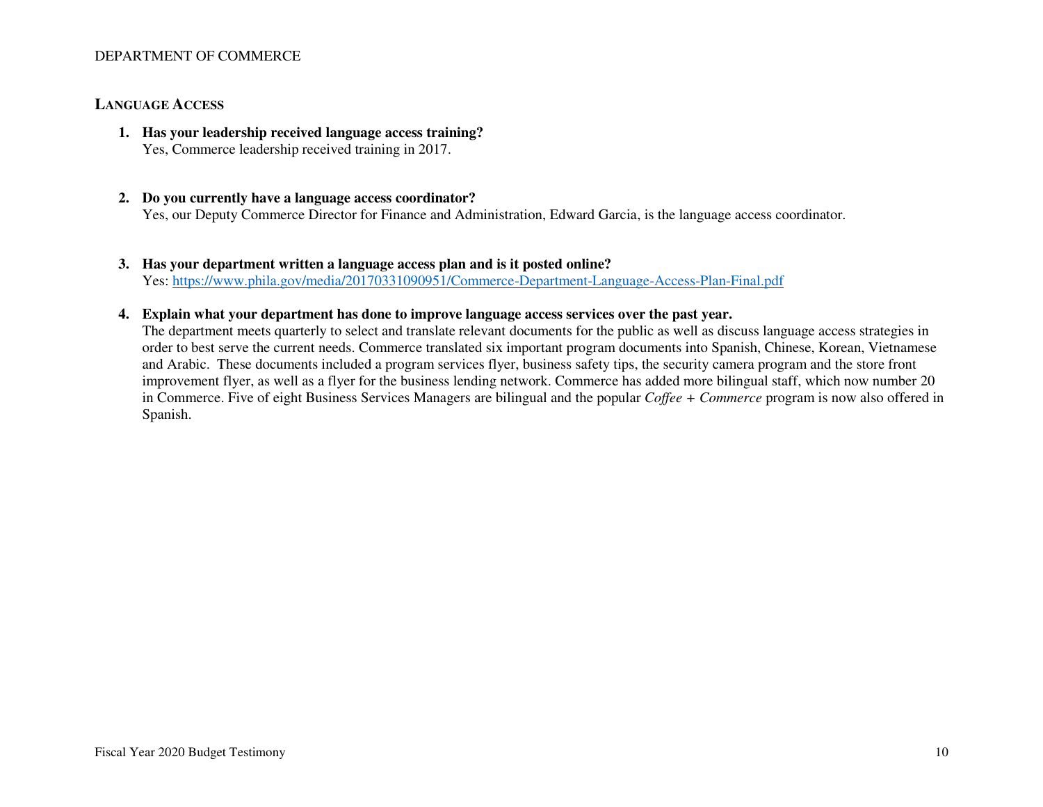## Language Access

1. **Has your leadership received language access training?**
   Yes, Commerce leadership received training in 2017.

2. **Do you currently have a language access coordinator?**
   Yes, our Deputy Commerce Director for Finance and Administration, Edward Garcia, is the language access coordinator.

3. **Has your department written a language access plan and is it posted online?**
   Yes: [https://www.phila.gov/media/20170331090951/Commerce-Department-Language-Access-Plan-Final.pdf](https://www.phila.gov/media/20170331090951/Commerce-Department-Language-Access-Plan-Final.pdf)

4. **Explain what your department has done to improve language access services over the past year.**
   The department meets quarterly to select and translate relevant documents for the public as well as discuss language access strategies in order to best serve the current needs. Commerce translated six important program documents into Spanish, Chinese, Korean, Vietnamese and Arabic. These documents included a program services flyer, business safety tips, the security camera program and the store front improvement flyer, as well as a flyer for the business lending network. Commerce has added more bilingual staff, which now number 20 in Commerce. Five of eight Business Services Managers are bilingual and the popular *Coffee + Commerce* program is now also offered in Spanish.